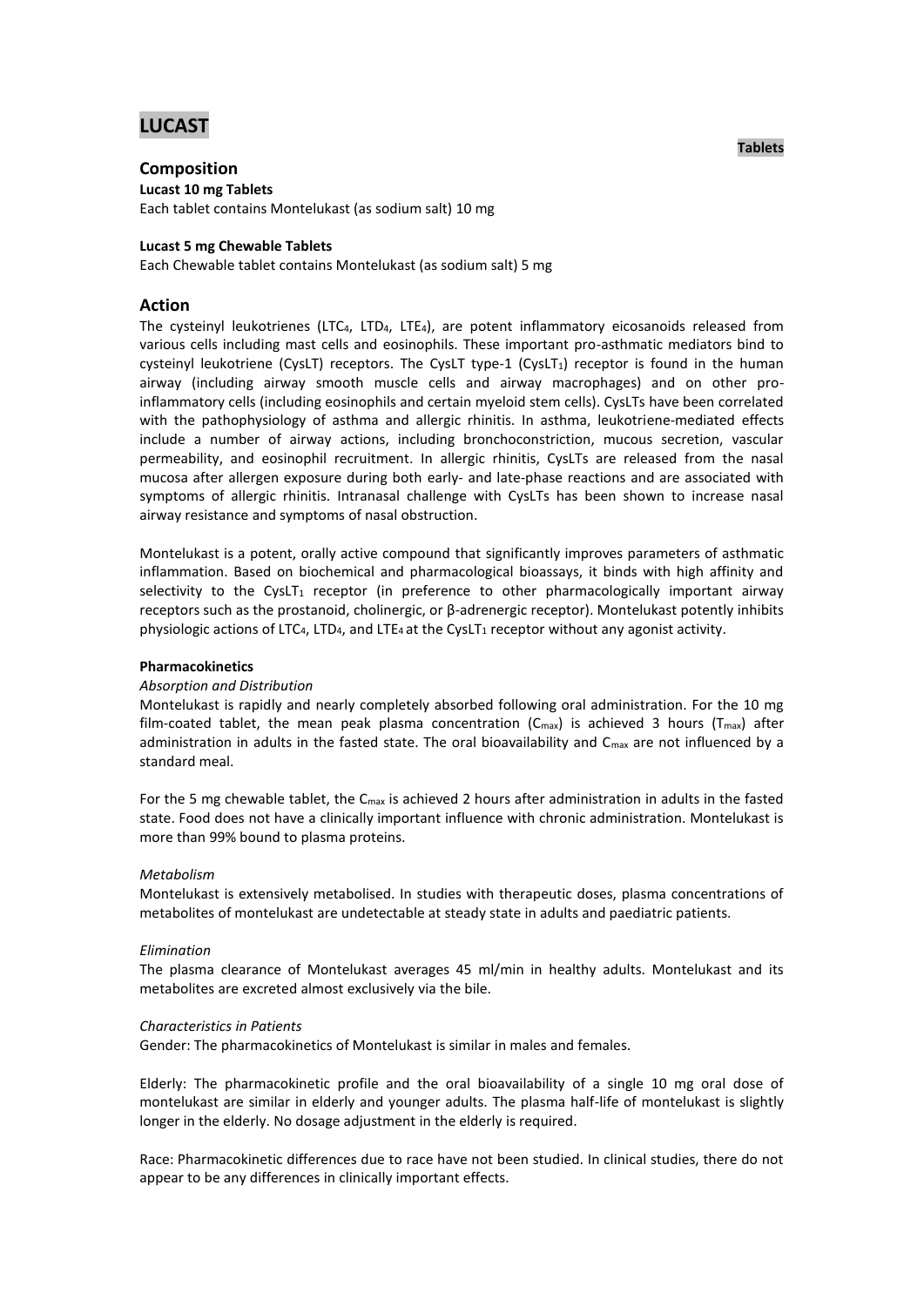# LUCAST

**Tablets**

## Composition

**Lucast 10 mg Tablets**
Each tablet contains Montelukast (as sodium salt) 10 mg

**Lucast 5 mg Chewable Tablets**
Each Chewable tablet contains Montelukast (as sodium salt) 5 mg

## Action

The cysteinyl leukotrienes ($LTC_4$, $LTD_4$, $LTE_4$), are potent inflammatory eicosanoids released from various cells including mast cells and eosinophils. These important pro-asthmatic mediators bind to cysteinyl leukotriene (CysLT) receptors. The CysLT type-1 ($CysLT_1$) receptor is found in the human airway (including airway smooth muscle cells and airway macrophages) and on other pro-inflammatory cells (including eosinophils and certain myeloid stem cells). CysLTs have been correlated with the pathophysiology of asthma and allergic rhinitis. In asthma, leukotriene-mediated effects include a number of airway actions, including bronchoconstriction, mucous secretion, vascular permeability, and eosinophil recruitment. In allergic rhinitis, CysLTs are released from the nasal mucosa after allergen exposure during both early- and late-phase reactions and are associated with symptoms of allergic rhinitis. Intranasal challenge with CysLTs has been shown to increase nasal airway resistance and symptoms of nasal obstruction.

Montelukast is a potent, orally active compound that significantly improves parameters of asthmatic inflammation. Based on biochemical and pharmacological bioassays, it binds with high affinity and selectivity to the $CysLT_1$ receptor (in preference to other pharmacologically important airway receptors such as the prostanoid, cholinergic, or β-adrenergic receptor). Montelukast potently inhibits physiologic actions of $LTC_4$, $LTD_4$, and $LTE_4$ at the $CysLT_1$ receptor without any agonist activity.

**Pharmacokinetics**

*Absorption and Distribution*

Montelukast is rapidly and nearly completely absorbed following oral administration. For the 10 mg film-coated tablet, the mean peak plasma concentration ($C_{max}$) is achieved 3 hours ($T_{max}$) after administration in adults in the fasted state. The oral bioavailability and $C_{max}$ are not influenced by a standard meal.

For the 5 mg chewable tablet, the $C_{max}$ is achieved 2 hours after administration in adults in the fasted state. Food does not have a clinically important influence with chronic administration. Montelukast is more than 99% bound to plasma proteins.

*Metabolism*

Montelukast is extensively metabolised. In studies with therapeutic doses, plasma concentrations of metabolites of montelukast are undetectable at steady state in adults and paediatric patients.

*Elimination*

The plasma clearance of Montelukast averages 45 ml/min in healthy adults. Montelukast and its metabolites are excreted almost exclusively via the bile.

*Characteristics in Patients*

Gender: The pharmacokinetics of Montelukast is similar in males and females.

Elderly: The pharmacokinetic profile and the oral bioavailability of a single 10 mg oral dose of montelukast are similar in elderly and younger adults. The plasma half-life of montelukast is slightly longer in the elderly. No dosage adjustment in the elderly is required.

Race: Pharmacokinetic differences due to race have not been studied. In clinical studies, there do not appear to be any differences in clinically important effects.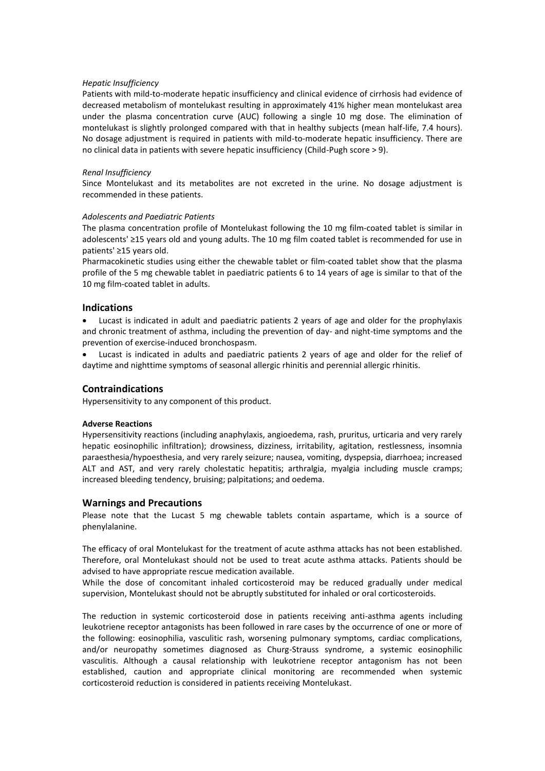*Hepatic Insufficiency*

Patients with mild-to-moderate hepatic insufficiency and clinical evidence of cirrhosis had evidence of decreased metabolism of montelukast resulting in approximately 41% higher mean montelukast area under the plasma concentration curve (AUC) following a single 10 mg dose. The elimination of montelukast is slightly prolonged compared with that in healthy subjects (mean half-life, 7.4 hours). No dosage adjustment is required in patients with mild-to-moderate hepatic insufficiency. There are no clinical data in patients with severe hepatic insufficiency (Child-Pugh score > 9).

*Renal Insufficiency*

Since Montelukast and its metabolites are not excreted in the urine. No dosage adjustment is recommended in these patients.

*Adolescents and Paediatric Patients*

The plasma concentration profile of Montelukast following the 10 mg film-coated tablet is similar in adolescents' ≥15 years old and young adults. The 10 mg film coated tablet is recommended for use in patients' ≥15 years old.

Pharmacokinetic studies using either the chewable tablet or film-coated tablet show that the plasma profile of the 5 mg chewable tablet in paediatric patients 6 to 14 years of age is similar to that of the 10 mg film-coated tablet in adults.

## Indications

- Lucast is indicated in adult and paediatric patients 2 years of age and older for the prophylaxis and chronic treatment of asthma, including the prevention of day- and night-time symptoms and the prevention of exercise-induced bronchospasm.
- Lucast is indicated in adults and paediatric patients 2 years of age and older for the relief of daytime and nighttime symptoms of seasonal allergic rhinitis and perennial allergic rhinitis.

## Contraindications

Hypersensitivity to any component of this product.

**Adverse Reactions**

Hypersensitivity reactions (including anaphylaxis, angioedema, rash, pruritus, urticaria and very rarely hepatic eosinophilic infiltration); drowsiness, dizziness, irritability, agitation, restlessness, insomnia paraesthesia/hypoesthesia, and very rarely seizure; nausea, vomiting, dyspepsia, diarrhoea; increased ALT and AST, and very rarely cholestatic hepatitis; arthralgia, myalgia including muscle cramps; increased bleeding tendency, bruising; palpitations; and oedema.

## Warnings and Precautions

Please note that the Lucast 5 mg chewable tablets contain aspartame, which is a source of phenylalanine.

The efficacy of oral Montelukast for the treatment of acute asthma attacks has not been established. Therefore, oral Montelukast should not be used to treat acute asthma attacks. Patients should be advised to have appropriate rescue medication available.

While the dose of concomitant inhaled corticosteroid may be reduced gradually under medical supervision, Montelukast should not be abruptly substituted for inhaled or oral corticosteroids.

The reduction in systemic corticosteroid dose in patients receiving anti-asthma agents including leukotriene receptor antagonists has been followed in rare cases by the occurrence of one or more of the following: eosinophilia, vasculitic rash, worsening pulmonary symptoms, cardiac complications, and/or neuropathy sometimes diagnosed as Churg-Strauss syndrome, a systemic eosinophilic vasculitis. Although a causal relationship with leukotriene receptor antagonism has not been established, caution and appropriate clinical monitoring are recommended when systemic corticosteroid reduction is considered in patients receiving Montelukast.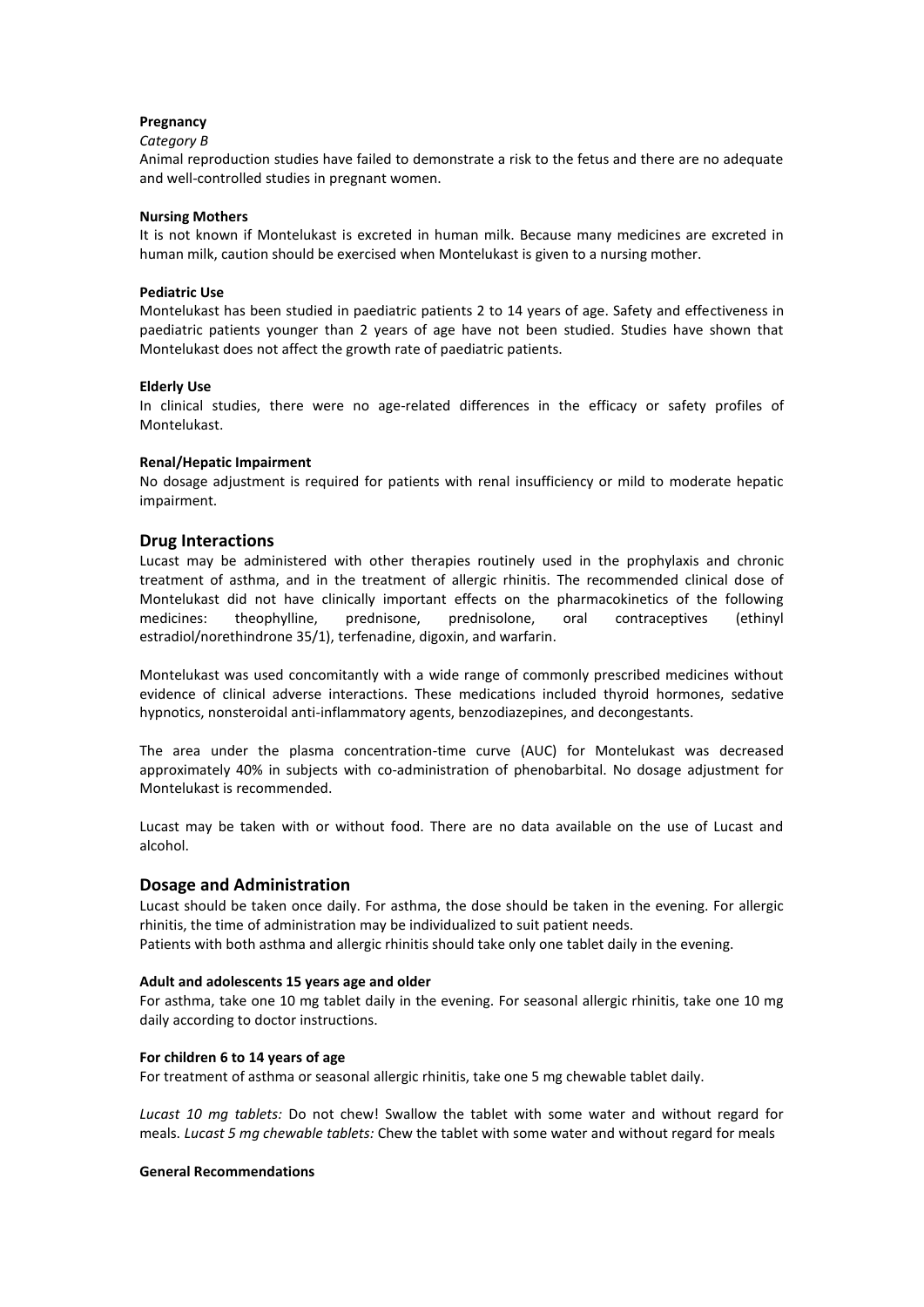**Pregnancy**

*Category B*

Animal reproduction studies have failed to demonstrate a risk to the fetus and there are no adequate and well-controlled studies in pregnant women.

**Nursing Mothers**

It is not known if Montelukast is excreted in human milk. Because many medicines are excreted in human milk, caution should be exercised when Montelukast is given to a nursing mother.

**Pediatric Use**

Montelukast has been studied in paediatric patients 2 to 14 years of age. Safety and effectiveness in paediatric patients younger than 2 years of age have not been studied. Studies have shown that Montelukast does not affect the growth rate of paediatric patients.

**Elderly Use**

In clinical studies, there were no age-related differences in the efficacy or safety profiles of Montelukast.

**Renal/Hepatic Impairment**

No dosage adjustment is required for patients with renal insufficiency or mild to moderate hepatic impairment.

## Drug Interactions

Lucast may be administered with other therapies routinely used in the prophylaxis and chronic treatment of asthma, and in the treatment of allergic rhinitis. The recommended clinical dose of Montelukast did not have clinically important effects on the pharmacokinetics of the following medicines: theophylline, prednisone, prednisolone, oral contraceptives (ethinyl estradiol/norethindrone 35/1), terfenadine, digoxin, and warfarin.

Montelukast was used concomitantly with a wide range of commonly prescribed medicines without evidence of clinical adverse interactions. These medications included thyroid hormones, sedative hypnotics, nonsteroidal anti-inflammatory agents, benzodiazepines, and decongestants.

The area under the plasma concentration-time curve (AUC) for Montelukast was decreased approximately 40% in subjects with co-administration of phenobarbital. No dosage adjustment for Montelukast is recommended.

Lucast may be taken with or without food. There are no data available on the use of Lucast and alcohol.

## Dosage and Administration

Lucast should be taken once daily. For asthma, the dose should be taken in the evening. For allergic rhinitis, the time of administration may be individualized to suit patient needs.
Patients with both asthma and allergic rhinitis should take only one tablet daily in the evening.

**Adult and adolescents 15 years age and older**

For asthma, take one 10 mg tablet daily in the evening. For seasonal allergic rhinitis, take one 10 mg daily according to doctor instructions.

**For children 6 to 14 years of age**

For treatment of asthma or seasonal allergic rhinitis, take one 5 mg chewable tablet daily.

*Lucast 10 mg tablets:* Do not chew! Swallow the tablet with some water and without regard for meals. *Lucast 5 mg chewable tablets:* Chew the tablet with some water and without regard for meals

**General Recommendations**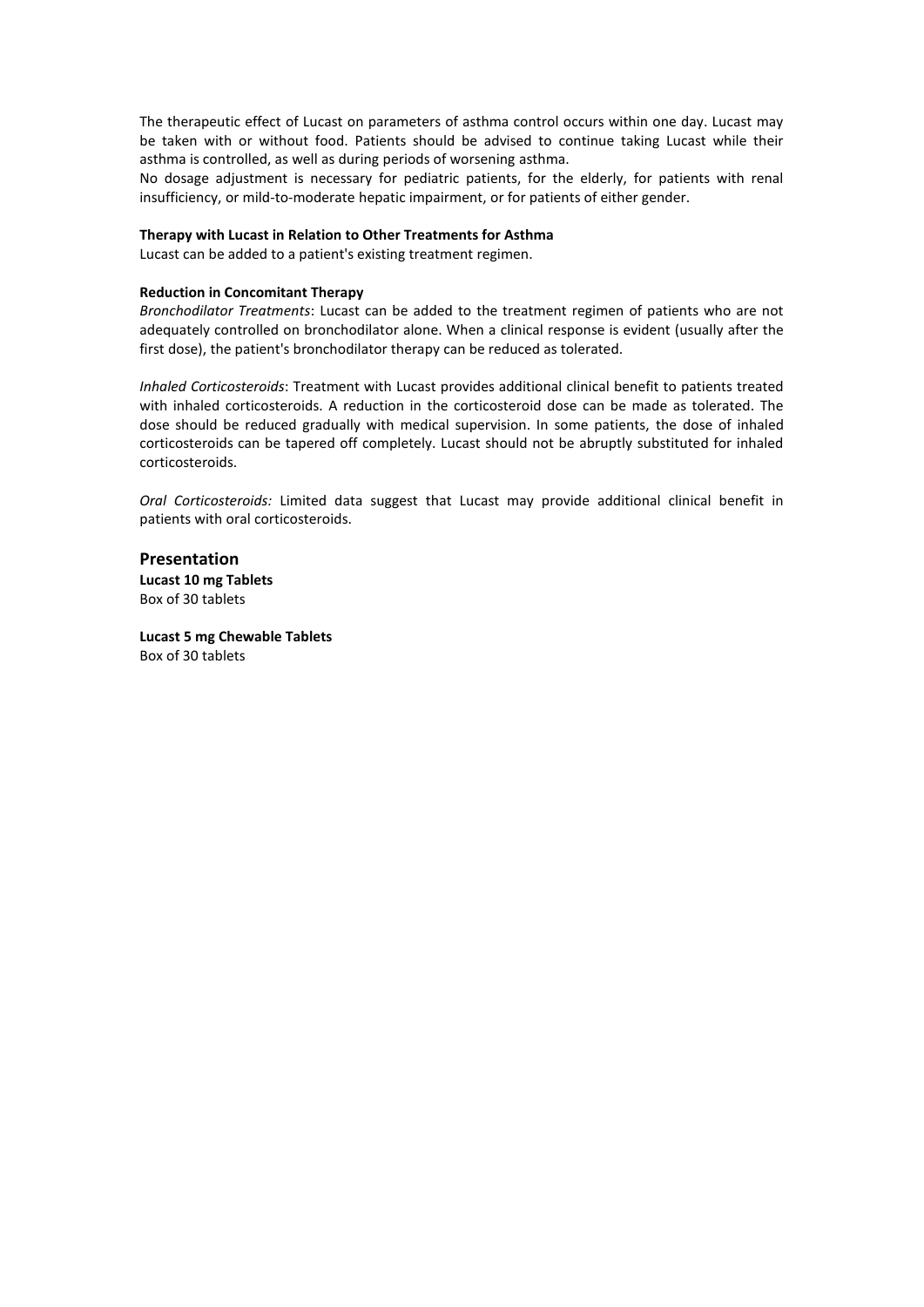The therapeutic effect of Lucast on parameters of asthma control occurs within one day. Lucast may be taken with or without food. Patients should be advised to continue taking Lucast while their asthma is controlled, as well as during periods of worsening asthma.
No dosage adjustment is necessary for pediatric patients, for the elderly, for patients with renal insufficiency, or mild-to-moderate hepatic impairment, or for patients of either gender.

**Therapy with Lucast in Relation to Other Treatments for Asthma**
Lucast can be added to a patient's existing treatment regimen.

**Reduction in Concomitant Therapy**
*Bronchodilator Treatments*: Lucast can be added to the treatment regimen of patients who are not adequately controlled on bronchodilator alone. When a clinical response is evident (usually after the first dose), the patient's bronchodilator therapy can be reduced as tolerated.

*Inhaled Corticosteroids*: Treatment with Lucast provides additional clinical benefit to patients treated with inhaled corticosteroids. A reduction in the corticosteroid dose can be made as tolerated. The dose should be reduced gradually with medical supervision. In some patients, the dose of inhaled corticosteroids can be tapered off completely. Lucast should not be abruptly substituted for inhaled corticosteroids.

*Oral Corticosteroids:* Limited data suggest that Lucast may provide additional clinical benefit in patients with oral corticosteroids.

## Presentation

**Lucast 10 mg Tablets**
Box of 30 tablets

**Lucast 5 mg Chewable Tablets**
Box of 30 tablets